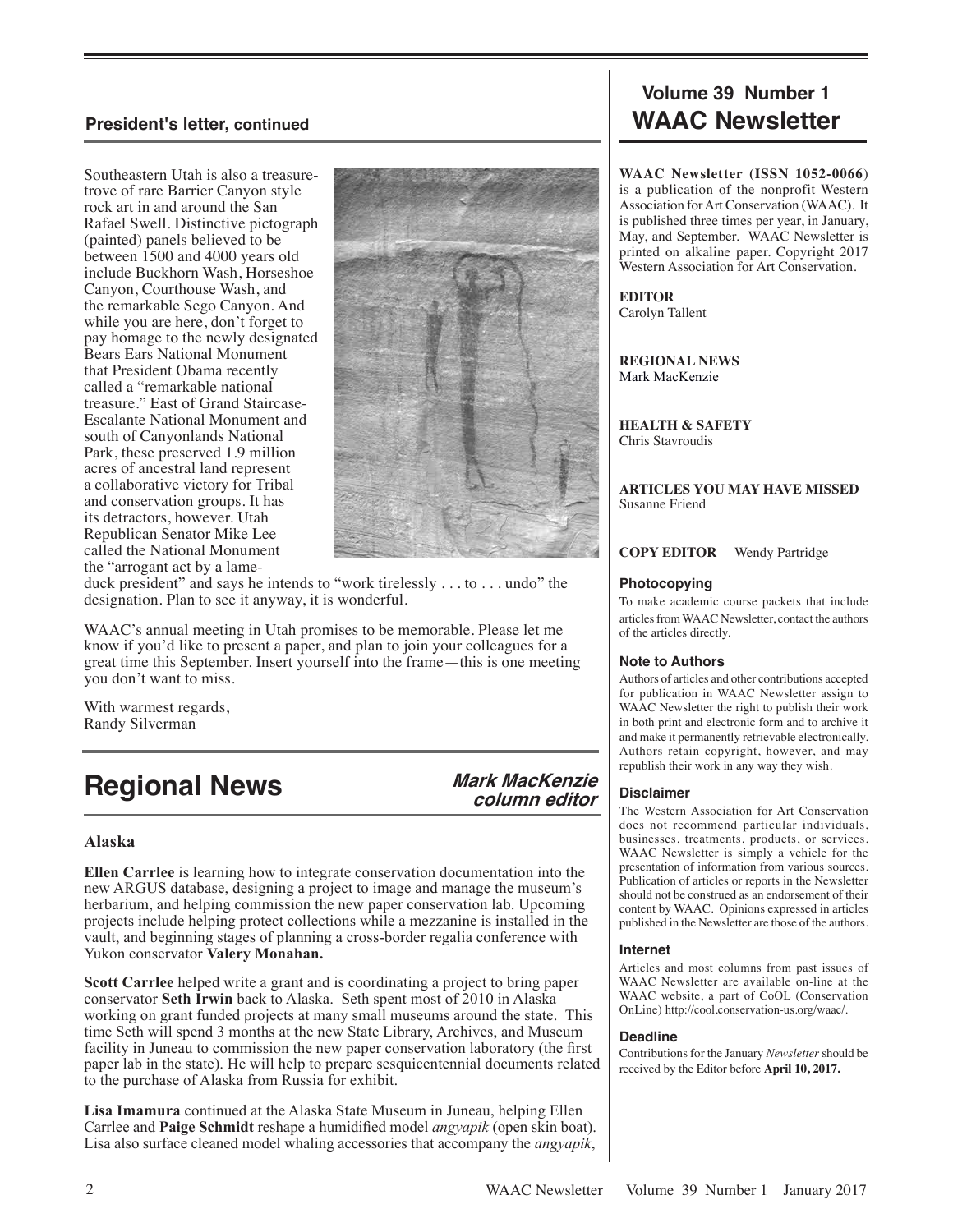## President's letter, continued

Southeastern Utah is also a treasure-trove of rare Barrier Canyon style rock art in and around the San Rafael Swell. Distinctive pictograph (painted) panels believed to be between 1500 and 4000 years old include Buckhorn Wash, Horseshoe Canyon, Courthouse Wash, and the remarkable Sego Canyon. And while you are here, don't forget to pay homage to the newly designated Bears Ears National Monument that President Obama recently called a "remarkable national treasure." East of Grand Staircase-Escalante National Monument and south of Canyonlands National Park, these preserved 1.9 million acres of ancestral land represent a collaborative victory for Tribal and conservation groups. It has its detractors, however. Utah Republican Senator Mike Lee called the National Monument the "arrogant act by a lame-duck president" and says he intends to "work tirelessly . . . to . . . undo" the designation. Plan to see it anyway, it is wonderful.

WAAC's annual meeting in Utah promises to be memorable. Please let me know if you'd like to present a paper, and plan to join your colleagues for a great time this September. Insert yourself into the frame—this is one meeting you don't want to miss.

With warmest regards,
Randy Silverman

# Regional News

***Mark MacKenzie column editor***

### Alaska

**Ellen Carrlee** is learning how to integrate conservation documentation into the new ARGUS database, designing a project to image and manage the museum's herbarium, and helping commission the new paper conservation lab. Upcoming projects include helping protect collections while a mezzanine is installed in the vault, and beginning stages of planning a cross-border regalia conference with Yukon conservator **Valery Monahan.**

**Scott Carrlee** helped write a grant and is coordinating a project to bring paper conservator **Seth Irwin** back to Alaska. Seth spent most of 2010 in Alaska working on grant funded projects at many small museums around the state. This time Seth will spend 3 months at the new State Library, Archives, and Museum facility in Juneau to commission the new paper conservation laboratory (the first paper lab in the state). He will help to prepare sesquicentennial documents related to the purchase of Alaska from Russia for exhibit.

**Lisa Imamura** continued at the Alaska State Museum in Juneau, helping Ellen Carrlee and **Paige Schmidt** reshape a humidified model *angyapik* (open skin boat). Lisa also surface cleaned model whaling accessories that accompany the *angyapik*,

---

## Volume 39 Number 1
## WAAC Newsletter

**WAAC Newsletter (ISSN 1052-0066)** is a publication of the nonprofit Western Association for Art Conservation (WAAC). It is published three times per year, in January, May, and September. WAAC Newsletter is printed on alkaline paper. Copyright 2017 Western Association for Art Conservation.

**EDITOR**
Carolyn Tallent

**REGIONAL NEWS**
Mark MacKenzie

**HEALTH & SAFETY**
Chris Stavroudis

**ARTICLES YOU MAY HAVE MISSED**
Susanne Friend

**COPY EDITOR** Wendy Partridge

#### Photocopying

To make academic course packets that include articles from WAAC Newsletter, contact the authors of the articles directly.

#### Note to Authors

Authors of articles and other contributions accepted for publication in WAAC Newsletter assign to WAAC Newsletter the right to publish their work in both print and electronic form and to archive it and make it permanently retrievable electronically. Authors retain copyright, however, and may republish their work in any way they wish.

#### Disclaimer

The Western Association for Art Conservation does not recommend particular individuals, businesses, treatments, products, or services. WAAC Newsletter is simply a vehicle for the presentation of information from various sources. Publication of articles or reports in the Newsletter should not be construed as an endorsement of their content by WAAC. Opinions expressed in articles published in the Newsletter are those of the authors.

#### Internet

Articles and most columns from past issues of WAAC Newsletter are available on-line at the WAAC website, a part of CoOL (Conservation OnLine) http://cool.conservation-us.org/waac/.

#### Deadline

Contributions for the January *Newsletter* should be received by the Editor before **April 10, 2017.**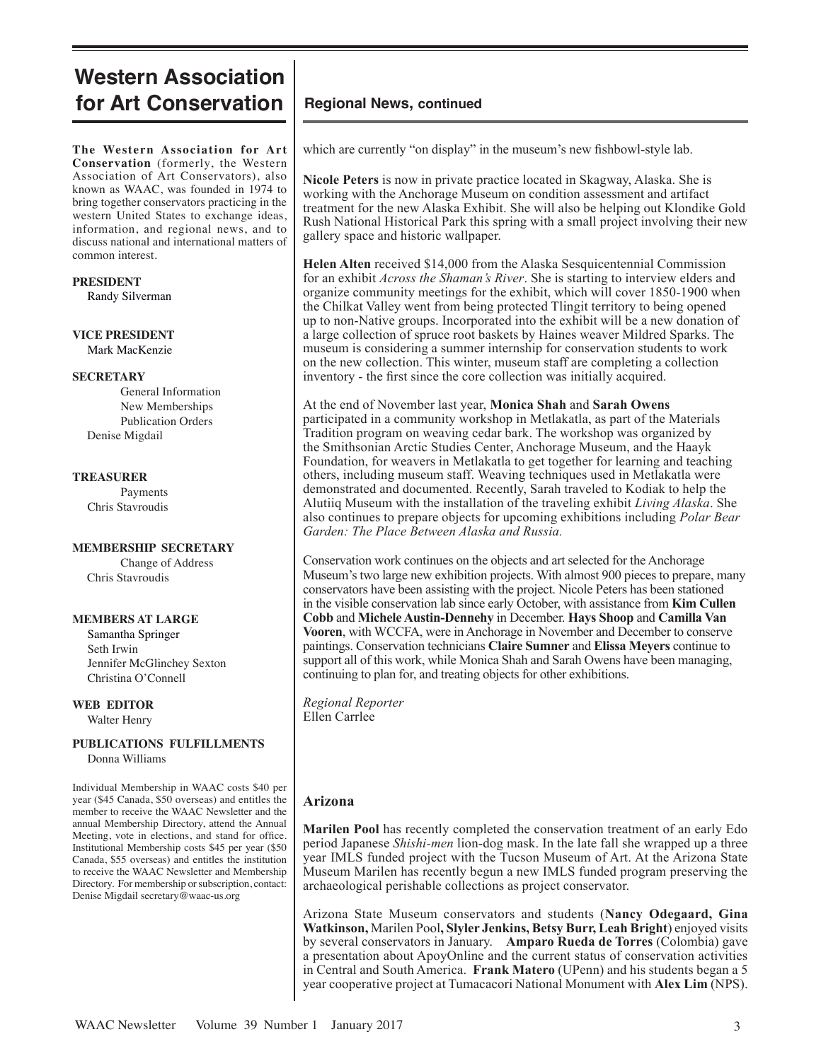# Western Association for Art Conservation

**The Western Association for Art Conservation** (formerly, the Western Association of Art Conservators), also known as WAAC, was founded in 1974 to bring together conservators practicing in the western United States to exchange ideas, information, and regional news, and to discuss national and international matters of common interest.

**PRESIDENT**
Randy Silverman

**VICE PRESIDENT**
Mark MacKenzie

**SECRETARY**
General Information
New Memberships
Publication Orders
Denise Migdail

**TREASURER**
Payments
Chris Stavroudis

**MEMBERSHIP SECRETARY**
Change of Address
Chris Stavroudis

**MEMBERS AT LARGE**
Samantha Springer
Seth Irwin
Jennifer McGlinchey Sexton
Christina O'Connell

**WEB EDITOR**
Walter Henry

**PUBLICATIONS FULFILLMENTS**
Donna Williams

Individual Membership in WAAC costs $40 per year ($45 Canada, $50 overseas) and entitles the member to receive the WAAC Newsletter and the annual Membership Directory, attend the Annual Meeting, vote in elections, and stand for office. Institutional Membership costs $45 per year ($50 Canada, $55 overseas) and entitles the institution to receive the WAAC Newsletter and Membership Directory. For membership or subscription, contact: Denise Migdail secretary@waac-us.org

## Regional News, continued

which are currently "on display" in the museum's new fishbowl-style lab.

**Nicole Peters** is now in private practice located in Skagway, Alaska. She is working with the Anchorage Museum on condition assessment and artifact treatment for the new Alaska Exhibit. She will also be helping out Klondike Gold Rush National Historical Park this spring with a small project involving their new gallery space and historic wallpaper.

**Helen Alten** received $14,000 from the Alaska Sesquicentennial Commission for an exhibit *Across the Shaman's River*. She is starting to interview elders and organize community meetings for the exhibit, which will cover 1850-1900 when the Chilkat Valley went from being protected Tlingit territory to being opened up to non-Native groups. Incorporated into the exhibit will be a new donation of a large collection of spruce root baskets by Haines weaver Mildred Sparks. The museum is considering a summer internship for conservation students to work on the new collection. This winter, museum staff are completing a collection inventory - the first since the core collection was initially acquired.

At the end of November last year, **Monica Shah** and **Sarah Owens** participated in a community workshop in Metlakatla, as part of the Materials Tradition program on weaving cedar bark. The workshop was organized by the Smithsonian Arctic Studies Center, Anchorage Museum, and the Haayk Foundation, for weavers in Metlakatla to get together for learning and teaching others, including museum staff. Weaving techniques used in Metlakatla were demonstrated and documented. Recently, Sarah traveled to Kodiak to help the Alutiiq Museum with the installation of the traveling exhibit *Living Alaska*. She also continues to prepare objects for upcoming exhibitions including *Polar Bear Garden: The Place Between Alaska and Russia.*

Conservation work continues on the objects and art selected for the Anchorage Museum's two large new exhibition projects. With almost 900 pieces to prepare, many conservators have been assisting with the project. Nicole Peters has been stationed in the visible conservation lab since early October, with assistance from **Kim Cullen Cobb** and **Michele Austin-Dennehy** in December. **Hays Shoop** and **Camilla Van Vooren**, with WCCFA, were in Anchorage in November and December to conserve paintings. Conservation technicians **Claire Sumner** and **Elissa Meyers** continue to support all of this work, while Monica Shah and Sarah Owens have been managing, continuing to plan for, and treating objects for other exhibitions.

*Regional Reporter*
Ellen Carrlee

### Arizona

**Marilen Pool** has recently completed the conservation treatment of an early Edo period Japanese *Shishi-men* lion-dog mask. In the late fall she wrapped up a three year IMLS funded project with the Tucson Museum of Art. At the Arizona State Museum Marilen has recently begun a new IMLS funded program preserving the archaeological perishable collections as project conservator.

Arizona State Museum conservators and students (**Nancy Odegaard, Gina Watkinson,** Marilen Pool**, Slyler Jenkins, Betsy Burr, Leah Bright**) enjoyed visits by several conservators in January. **Amparo Rueda de Torres** (Colombia) gave a presentation about ApoyOnline and the current status of conservation activities in Central and South America. **Frank Matero** (UPenn) and his students began a 5 year cooperative project at Tumacacori National Monument with **Alex Lim** (NPS).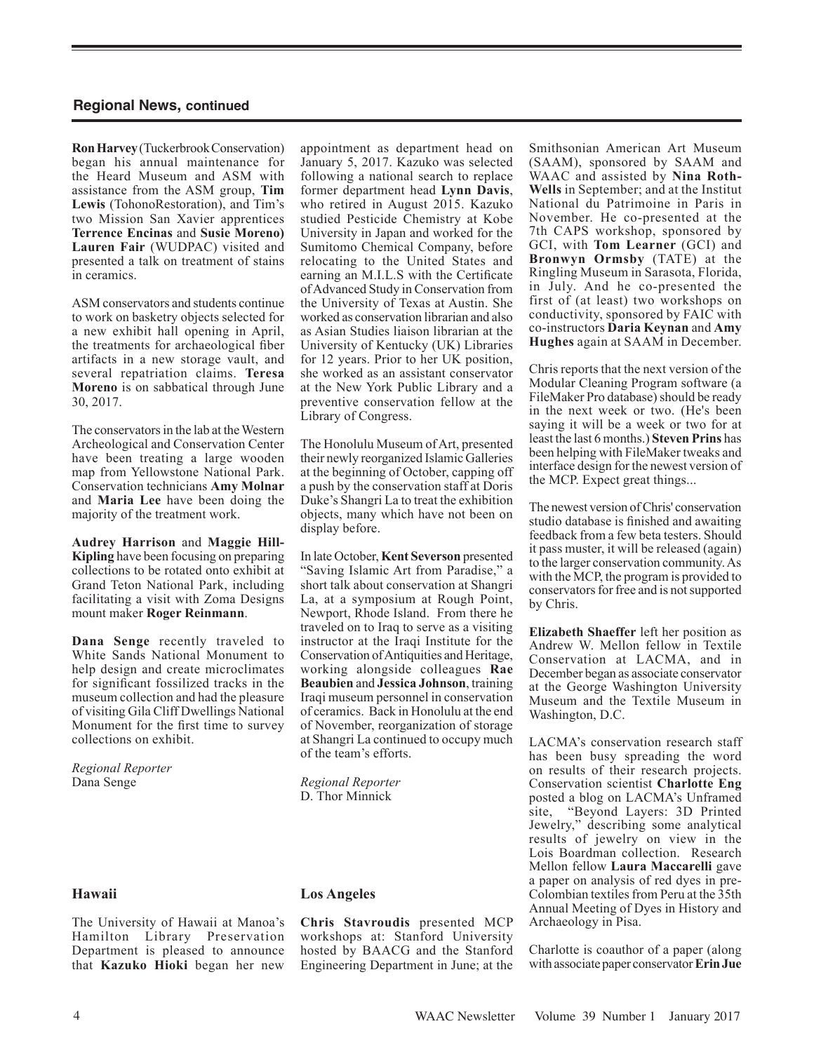## Regional News, continued

**Ron Harvey** (Tuckerbrook Conservation) began his annual maintenance for the Heard Museum and ASM with assistance from the ASM group, **Tim Lewis** (TohonoRestoration), and Tim's two Mission San Xavier apprentices **Terrence Encinas** and **Susie Moreno) Lauren Fair** (WUDPAC) visited and presented a talk on treatment of stains in ceramics.

ASM conservators and students continue to work on basketry objects selected for a new exhibit hall opening in April, the treatments for archaeological fiber artifacts in a new storage vault, and several repatriation claims. **Teresa Moreno** is on sabbatical through June 30, 2017.

The conservators in the lab at the Western Archeological and Conservation Center have been treating a large wooden map from Yellowstone National Park. Conservation technicians **Amy Molnar** and **Maria Lee** have been doing the majority of the treatment work.

**Audrey Harrison** and **Maggie Hill-Kipling** have been focusing on preparing collections to be rotated onto exhibit at Grand Teton National Park, including facilitating a visit with Zoma Designs mount maker **Roger Reinmann**.

**Dana Senge** recently traveled to White Sands National Monument to help design and create microclimates for significant fossilized tracks in the museum collection and had the pleasure of visiting Gila Cliff Dwellings National Monument for the first time to survey collections on exhibit.

*Regional Reporter*
Dana Senge

### Hawaii

The University of Hawaii at Manoa's Hamilton Library Preservation Department is pleased to announce that **Kazuko Hioki** began her new appointment as department head on January 5, 2017. Kazuko was selected following a national search to replace former department head **Lynn Davis**, who retired in August 2015. Kazuko studied Pesticide Chemistry at Kobe University in Japan and worked for the Sumitomo Chemical Company, before relocating to the United States and earning an M.I.L.S with the Certificate of Advanced Study in Conservation from the University of Texas at Austin. She worked as conservation librarian and also as Asian Studies liaison librarian at the University of Kentucky (UK) Libraries for 12 years. Prior to her UK position, she worked as an assistant conservator at the New York Public Library and a preventive conservation fellow at the Library of Congress.

The Honolulu Museum of Art, presented their newly reorganized Islamic Galleries at the beginning of October, capping off a push by the conservation staff at Doris Duke's Shangri La to treat the exhibition objects, many which have not been on display before.

In late October, **Kent Severson** presented "Saving Islamic Art from Paradise," a short talk about conservation at Shangri La, at a symposium at Rough Point, Newport, Rhode Island. From there he traveled on to Iraq to serve as a visiting instructor at the Iraqi Institute for the Conservation of Antiquities and Heritage, working alongside colleagues **Rae Beaubien** and **Jessica Johnson**, training Iraqi museum personnel in conservation of ceramics. Back in Honolulu at the end of November, reorganization of storage at Shangri La continued to occupy much of the team's efforts.

*Regional Reporter*
D. Thor Minnick

### Los Angeles

**Chris Stavroudis** presented MCP workshops at: Stanford University hosted by BAACG and the Stanford Engineering Department in June; at the Smithsonian American Art Museum (SAAM), sponsored by SAAM and WAAC and assisted by **Nina Roth-Wells** in September; and at the Institut National du Patrimoine in Paris in November. He co-presented at the 7th CAPS workshop, sponsored by GCI, with **Tom Learner** (GCI) and **Bronwyn Ormsby** (TATE) at the Ringling Museum in Sarasota, Florida, in July. And he co-presented the first of (at least) two workshops on conductivity, sponsored by FAIC with co-instructors **Daria Keynan** and **Amy Hughes** again at SAAM in December.

Chris reports that the next version of the Modular Cleaning Program software (a FileMaker Pro database) should be ready in the next week or two. (He's been saying it will be a week or two for at least the last 6 months.) **Steven Prins** has been helping with FileMaker tweaks and interface design for the newest version of the MCP. Expect great things...

The newest version of Chris' conservation studio database is finished and awaiting feedback from a few beta testers. Should it pass muster, it will be released (again) to the larger conservation community. As with the MCP, the program is provided to conservators for free and is not supported by Chris.

**Elizabeth Shaeffer** left her position as Andrew W. Mellon fellow in Textile Conservation at LACMA, and in December began as associate conservator at the George Washington University Museum and the Textile Museum in Washington, D.C.

LACMA's conservation research staff has been busy spreading the word on results of their research projects. Conservation scientist **Charlotte Eng** posted a blog on LACMA's Unframed site, "Beyond Layers: 3D Printed Jewelry," describing some analytical results of jewelry on view in the Lois Boardman collection. Research Mellon fellow **Laura Maccarelli** gave a paper on analysis of red dyes in pre-Colombian textiles from Peru at the 35th Annual Meeting of Dyes in History and Archaeology in Pisa.

Charlotte is coauthor of a paper (along with associate paper conservator **Erin Jue**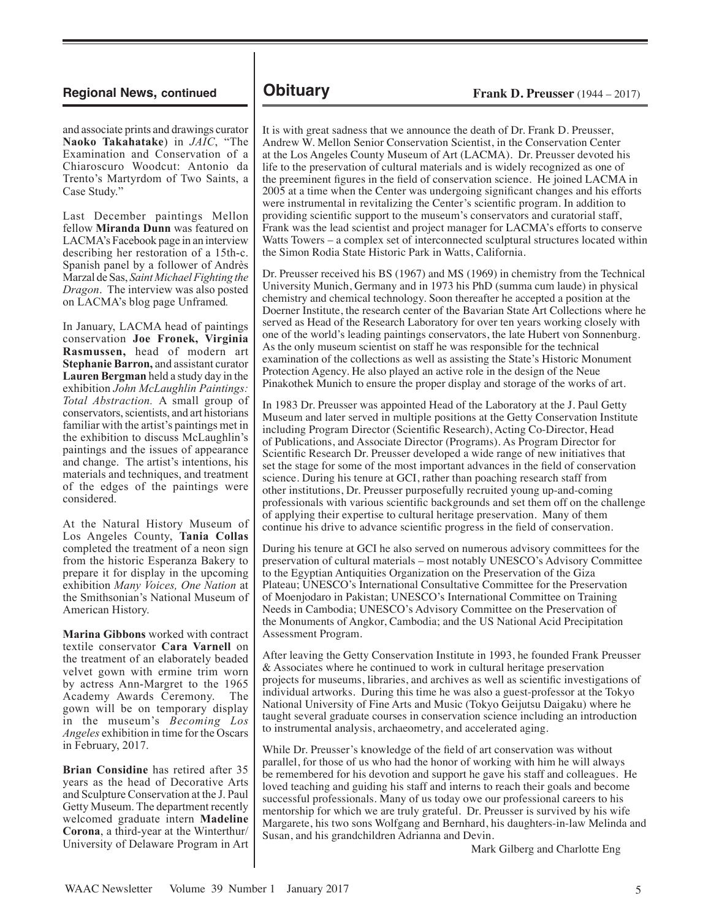## Regional News, continued

and associate prints and drawings curator **Naoko Takahatake**) in *JAIC*, "The Examination and Conservation of a Chiaroscuro Woodcut: Antonio da Trento's Martyrdom of Two Saints, a Case Study."

Last December paintings Mellon fellow **Miranda Dunn** was featured on LACMA's Facebook page in an interview describing her restoration of a 15th-c. Spanish panel by a follower of Andrès Marzal de Sas, *Saint Michael Fighting the Dragon*. The interview was also posted on LACMA's blog page Unframed.

In January, LACMA head of paintings conservation **Joe Fronek, Virginia Rasmussen,** head of modern art **Stephanie Barron,** and assistant curator **Lauren Bergman** held a study day in the exhibition *John McLaughlin Paintings: Total Abstraction.* A small group of conservators, scientists, and art historians familiar with the artist's paintings met in the exhibition to discuss McLaughlin's paintings and the issues of appearance and change. The artist's intentions, his materials and techniques, and treatment of the edges of the paintings were considered.

At the Natural History Museum of Los Angeles County, **Tania Collas** completed the treatment of a neon sign from the historic Esperanza Bakery to prepare it for display in the upcoming exhibition *Many Voices, One Nation* at the Smithsonian's National Museum of American History.

**Marina Gibbons** worked with contract textile conservator **Cara Varnell** on the treatment of an elaborately beaded velvet gown with ermine trim worn by actress Ann-Margret to the 1965 Academy Awards Ceremony. The gown will be on temporary display in the museum's *Becoming Los Angeles* exhibition in time for the Oscars in February, 2017.

**Brian Considine** has retired after 35 years as the head of Decorative Arts and Sculpture Conservation at the J. Paul Getty Museum. The department recently welcomed graduate intern **Madeline Corona**, a third-year at the Winterthur/ University of Delaware Program in Art

## Obituary

**Frank D. Preusser** (1944 – 2017)

It is with great sadness that we announce the death of Dr. Frank D. Preusser, Andrew W. Mellon Senior Conservation Scientist, in the Conservation Center at the Los Angeles County Museum of Art (LACMA). Dr. Preusser devoted his life to the preservation of cultural materials and is widely recognized as one of the preeminent figures in the field of conservation science. He joined LACMA in 2005 at a time when the Center was undergoing significant changes and his efforts were instrumental in revitalizing the Center's scientific program. In addition to providing scientific support to the museum's conservators and curatorial staff, Frank was the lead scientist and project manager for LACMA's efforts to conserve Watts Towers – a complex set of interconnected sculptural structures located within the Simon Rodia State Historic Park in Watts, California.

Dr. Preusser received his BS (1967) and MS (1969) in chemistry from the Technical University Munich, Germany and in 1973 his PhD (summa cum laude) in physical chemistry and chemical technology. Soon thereafter he accepted a position at the Doerner Institute, the research center of the Bavarian State Art Collections where he served as Head of the Research Laboratory for over ten years working closely with one of the world's leading paintings conservators, the late Hubert von Sonnenburg. As the only museum scientist on staff he was responsible for the technical examination of the collections as well as assisting the State's Historic Monument Protection Agency. He also played an active role in the design of the Neue Pinakothek Munich to ensure the proper display and storage of the works of art.

In 1983 Dr. Preusser was appointed Head of the Laboratory at the J. Paul Getty Museum and later served in multiple positions at the Getty Conservation Institute including Program Director (Scientific Research), Acting Co-Director, Head of Publications, and Associate Director (Programs). As Program Director for Scientific Research Dr. Preusser developed a wide range of new initiatives that set the stage for some of the most important advances in the field of conservation science. During his tenure at GCI, rather than poaching research staff from other institutions, Dr. Preusser purposefully recruited young up-and-coming professionals with various scientific backgrounds and set them off on the challenge of applying their expertise to cultural heritage preservation. Many of them continue his drive to advance scientific progress in the field of conservation.

During his tenure at GCI he also served on numerous advisory committees for the preservation of cultural materials – most notably UNESCO's Advisory Committee to the Egyptian Antiquities Organization on the Preservation of the Giza Plateau; UNESCO's International Consultative Committee for the Preservation of Moenjodaro in Pakistan; UNESCO's International Committee on Training Needs in Cambodia; UNESCO's Advisory Committee on the Preservation of the Monuments of Angkor, Cambodia; and the US National Acid Precipitation Assessment Program.

After leaving the Getty Conservation Institute in 1993, he founded Frank Preusser & Associates where he continued to work in cultural heritage preservation projects for museums, libraries, and archives as well as scientific investigations of individual artworks. During this time he was also a guest-professor at the Tokyo National University of Fine Arts and Music (Tokyo Geijutsu Daigaku) where he taught several graduate courses in conservation science including an introduction to instrumental analysis, archaeometry, and accelerated aging.

While Dr. Preusser's knowledge of the field of art conservation was without parallel, for those of us who had the honor of working with him he will always be remembered for his devotion and support he gave his staff and colleagues. He loved teaching and guiding his staff and interns to reach their goals and become successful professionals. Many of us today owe our professional careers to his mentorship for which we are truly grateful. Dr. Preusser is survived by his wife Margarete, his two sons Wolfgang and Bernhard, his daughters-in-law Melinda and Susan, and his grandchildren Adrianna and Devin.

Mark Gilberg and Charlotte Eng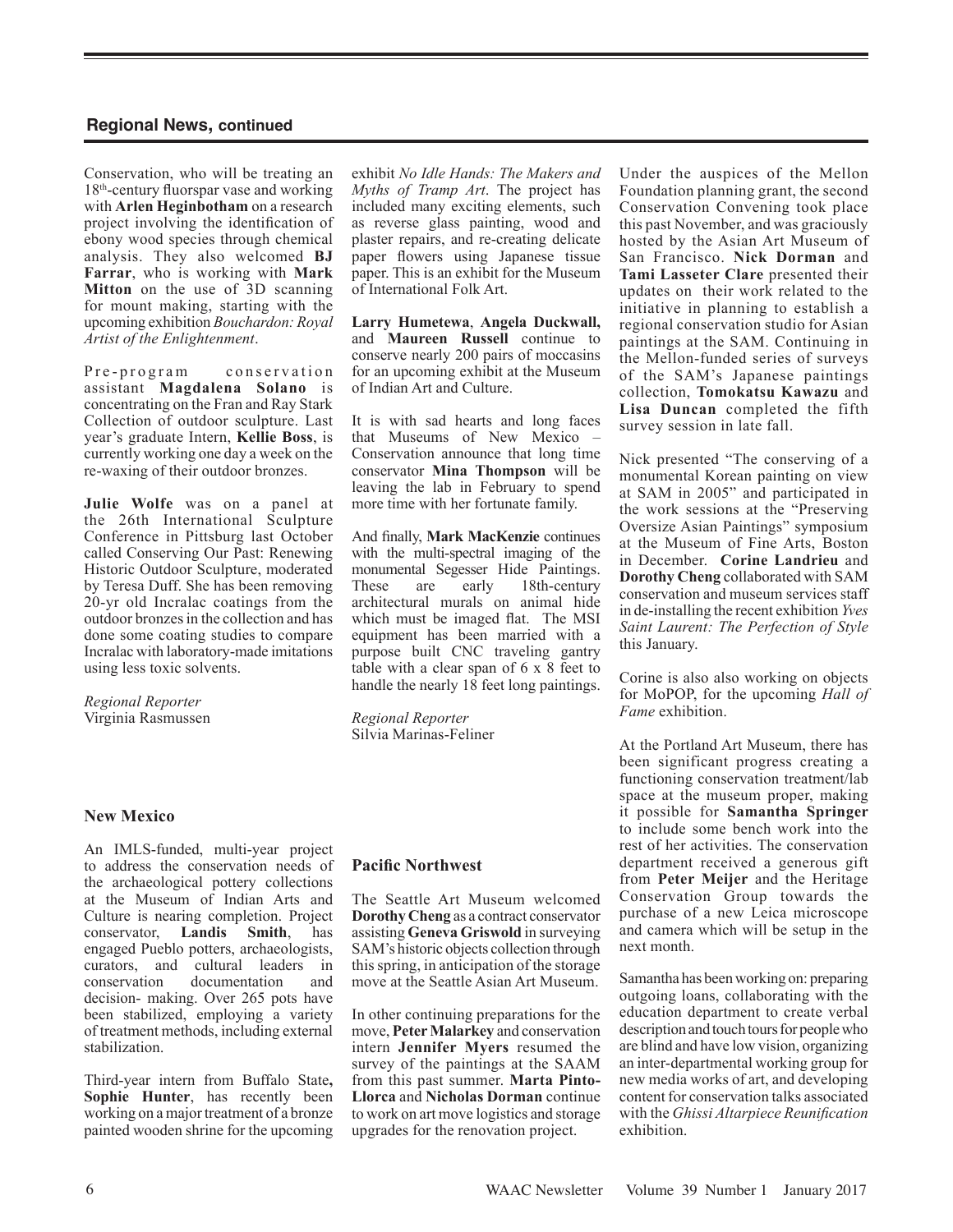## Regional News, continued

Conservation, who will be treating an 18th-century fluorspar vase and working with **Arlen Heginbotham** on a research project involving the identification of ebony wood species through chemical analysis. They also welcomed **BJ Farrar**, who is working with **Mark Mitton** on the use of 3D scanning for mount making, starting with the upcoming exhibition *Bouchardon: Royal Artist of the Enlightenment*.

Pre-program conservation assistant **Magdalena Solano** is concentrating on the Fran and Ray Stark Collection of outdoor sculpture. Last year's graduate Intern, **Kellie Boss**, is currently working one day a week on the re-waxing of their outdoor bronzes.

**Julie Wolfe** was on a panel at the 26th International Sculpture Conference in Pittsburg last October called Conserving Our Past: Renewing Historic Outdoor Sculpture, moderated by Teresa Duff. She has been removing 20-yr old Incralac coatings from the outdoor bronzes in the collection and has done some coating studies to compare Incralac with laboratory-made imitations using less toxic solvents.

*Regional Reporter*
Virginia Rasmussen

### New Mexico

An IMLS-funded, multi-year project to address the conservation needs of the archaeological pottery collections at the Museum of Indian Arts and Culture is nearing completion. Project conservator, **Landis Smith**, has engaged Pueblo potters, archaeologists, curators, and cultural leaders in conservation documentation and decision- making. Over 265 pots have been stabilized, employing a variety of treatment methods, including external stabilization.

Third-year intern from Buffalo State**,** **Sophie Hunter**, has recently been working on a major treatment of a bronze painted wooden shrine for the upcoming exhibit *No Idle Hands: The Makers and Myths of Tramp Art*. The project has included many exciting elements, such as reverse glass painting, wood and plaster repairs, and re-creating delicate paper flowers using Japanese tissue paper. This is an exhibit for the Museum of International Folk Art.

**Larry Humetewa**, **Angela Duckwall,** and **Maureen Russell** continue to conserve nearly 200 pairs of moccasins for an upcoming exhibit at the Museum of Indian Art and Culture.

It is with sad hearts and long faces that Museums of New Mexico – Conservation announce that long time conservator **Mina Thompson** will be leaving the lab in February to spend more time with her fortunate family.

And finally, **Mark MacKenzie** continues with the multi-spectral imaging of the monumental Segesser Hide Paintings. These are early 18th-century architectural murals on animal hide which must be imaged flat. The MSI equipment has been married with a purpose built CNC traveling gantry table with a clear span of 6 x 8 feet to handle the nearly 18 feet long paintings.

*Regional Reporter*
Silvia Marinas-Feliner

### Pacific Northwest

The Seattle Art Museum welcomed **Dorothy Cheng** as a contract conservator assisting **Geneva Griswold** in surveying SAM's historic objects collection through this spring, in anticipation of the storage move at the Seattle Asian Art Museum.

In other continuing preparations for the move, **Peter Malarkey** and conservation intern **Jennifer Myers** resumed the survey of the paintings at the SAAM from this past summer. **Marta Pinto-Llorca** and **Nicholas Dorman** continue to work on art move logistics and storage upgrades for the renovation project.

Under the auspices of the Mellon Foundation planning grant, the second Conservation Convening took place this past November, and was graciously hosted by the Asian Art Museum of San Francisco. **Nick Dorman** and **Tami Lasseter Clare** presented their updates on their work related to the initiative in planning to establish a regional conservation studio for Asian paintings at the SAM. Continuing in the Mellon-funded series of surveys of the SAM's Japanese paintings collection, **Tomokatsu Kawazu** and **Lisa Duncan** completed the fifth survey session in late fall.

Nick presented "The conserving of a monumental Korean painting on view at SAM in 2005" and participated in the work sessions at the "Preserving Oversize Asian Paintings" symposium at the Museum of Fine Arts, Boston in December. **Corine Landrieu** and **Dorothy Cheng** collaborated with SAM conservation and museum services staff in de-installing the recent exhibition *Yves Saint Laurent: The Perfection of Style* this January.

Corine is also also working on objects for MoPOP, for the upcoming *Hall of Fame* exhibition.

At the Portland Art Museum, there has been significant progress creating a functioning conservation treatment/lab space at the museum proper, making it possible for **Samantha Springer** to include some bench work into the rest of her activities. The conservation department received a generous gift from **Peter Meijer** and the Heritage Conservation Group towards the purchase of a new Leica microscope and camera which will be setup in the next month.

Samantha has been working on: preparing outgoing loans, collaborating with the education department to create verbal description and touch tours for people who are blind and have low vision, organizing an inter-departmental working group for new media works of art, and developing content for conservation talks associated with the *Ghissi Altarpiece Reunification* exhibition.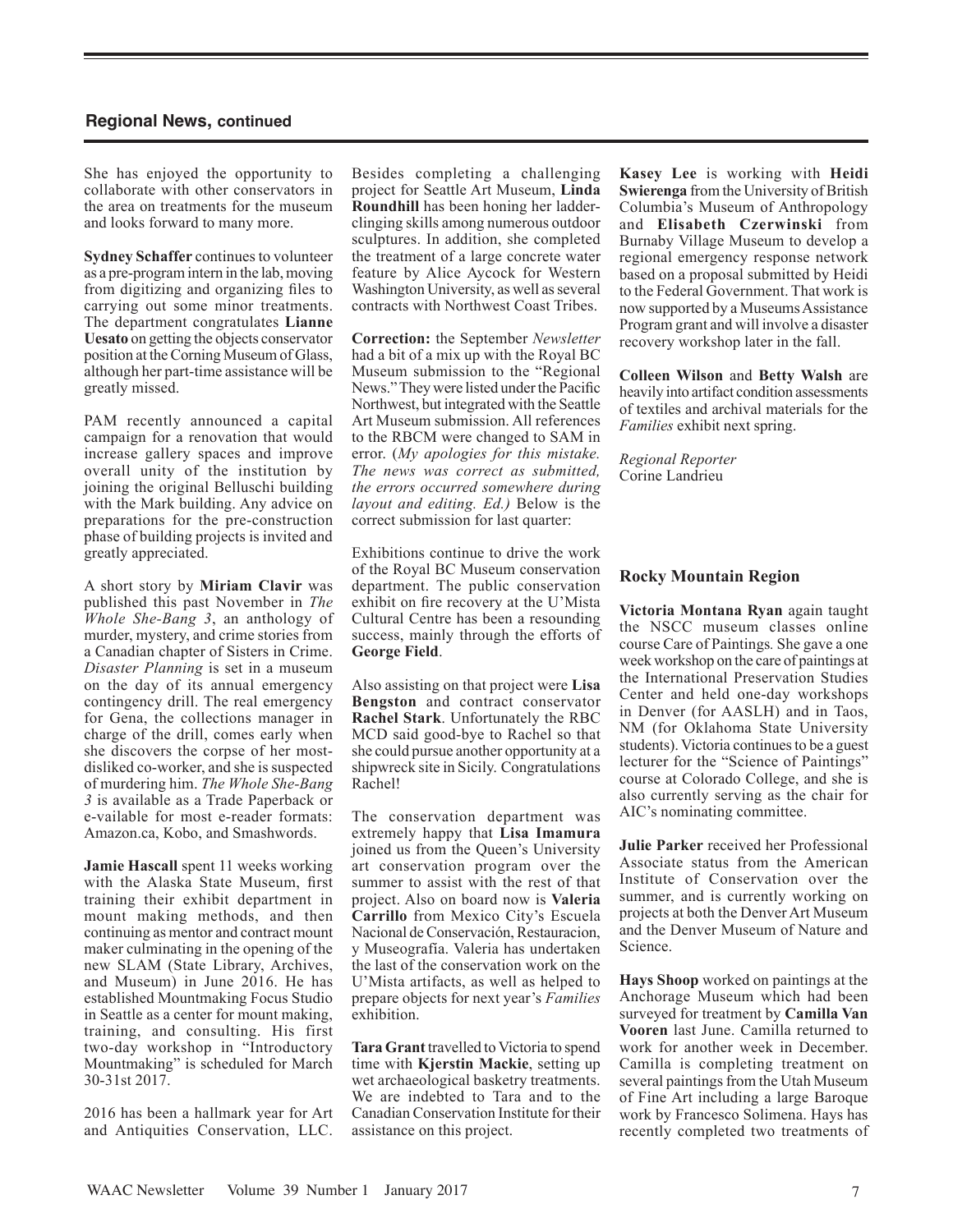## Regional News, continued

She has enjoyed the opportunity to collaborate with other conservators in the area on treatments for the museum and looks forward to many more.

**Sydney Schaffer** continues to volunteer as a pre-program intern in the lab, moving from digitizing and organizing files to carrying out some minor treatments. The department congratulates **Lianne Uesato** on getting the objects conservator position at the Corning Museum of Glass, although her part-time assistance will be greatly missed.

PAM recently announced a capital campaign for a renovation that would increase gallery spaces and improve overall unity of the institution by joining the original Belluschi building with the Mark building. Any advice on preparations for the pre-construction phase of building projects is invited and greatly appreciated.

A short story by **Miriam Clavir** was published this past November in *The Whole She-Bang 3*, an anthology of murder, mystery, and crime stories from a Canadian chapter of Sisters in Crime. *Disaster Planning* is set in a museum on the day of its annual emergency contingency drill. The real emergency for Gena, the collections manager in charge of the drill, comes early when she discovers the corpse of her most-disliked co-worker, and she is suspected of murdering him. *The Whole She-Bang 3* is available as a Trade Paperback or e-vailable for most e-reader formats: Amazon.ca, Kobo, and Smashwords.

**Jamie Hascall** spent 11 weeks working with the Alaska State Museum, first training their exhibit department in mount making methods, and then continuing as mentor and contract mount maker culminating in the opening of the new SLAM (State Library, Archives, and Museum) in June 2016. He has established Mountmaking Focus Studio in Seattle as a center for mount making, training, and consulting. His first two-day workshop in "Introductory Mountmaking" is scheduled for March 30-31st 2017.

2016 has been a hallmark year for Art and Antiquities Conservation, LLC. Besides completing a challenging project for Seattle Art Museum, **Linda Roundhill** has been honing her ladder-clinging skills among numerous outdoor sculptures. In addition, she completed the treatment of a large concrete water feature by Alice Aycock for Western Washington University, as well as several contracts with Northwest Coast Tribes.

**Correction:** the September *Newsletter* had a bit of a mix up with the Royal BC Museum submission to the "Regional News." They were listed under the Pacific Northwest, but integrated with the Seattle Art Museum submission. All references to the RBCM were changed to SAM in error. (*My apologies for this mistake. The news was correct as submitted, the errors occurred somewhere during layout and editing. Ed.)* Below is the correct submission for last quarter:

Exhibitions continue to drive the work of the Royal BC Museum conservation department. The public conservation exhibit on fire recovery at the U'Mista Cultural Centre has been a resounding success, mainly through the efforts of **George Field**.

Also assisting on that project were **Lisa Bengston** and contract conservator **Rachel Stark**. Unfortunately the RBC MCD said good-bye to Rachel so that she could pursue another opportunity at a shipwreck site in Sicily. Congratulations Rachel!

The conservation department was extremely happy that **Lisa Imamura** joined us from the Queen's University art conservation program over the summer to assist with the rest of that project. Also on board now is **Valeria Carrillo** from Mexico City's Escuela Nacional de Conservación, Restauracion, y Museografía. Valeria has undertaken the last of the conservation work on the U'Mista artifacts, as well as helped to prepare objects for next year's *Families* exhibition.

**Tara Grant** travelled to Victoria to spend time with **Kjerstin Mackie**, setting up wet archaeological basketry treatments. We are indebted to Tara and to the Canadian Conservation Institute for their assistance on this project.

**Kasey Lee** is working with **Heidi Swierenga** from the University of British Columbia's Museum of Anthropology and **Elisabeth Czerwinski** from Burnaby Village Museum to develop a regional emergency response network based on a proposal submitted by Heidi to the Federal Government. That work is now supported by a Museums Assistance Program grant and will involve a disaster recovery workshop later in the fall.

**Colleen Wilson** and **Betty Walsh** are heavily into artifact condition assessments of textiles and archival materials for the *Families* exhibit next spring.

*Regional Reporter*
Corine Landrieu

### Rocky Mountain Region

**Victoria Montana Ryan** again taught the NSCC museum classes online course Care of Paintings. She gave a one week workshop on the care of paintings at the International Preservation Studies Center and held one-day workshops in Denver (for AASLH) and in Taos, NM (for Oklahoma State University students). Victoria continues to be a guest lecturer for the "Science of Paintings" course at Colorado College, and she is also currently serving as the chair for AIC's nominating committee.

**Julie Parker** received her Professional Associate status from the American Institute of Conservation over the summer, and is currently working on projects at both the Denver Art Museum and the Denver Museum of Nature and Science.

**Hays Shoop** worked on paintings at the Anchorage Museum which had been surveyed for treatment by **Camilla Van Vooren** last June. Camilla returned to work for another week in December. Camilla is completing treatment on several paintings from the Utah Museum of Fine Art including a large Baroque work by Francesco Solimena. Hays has recently completed two treatments of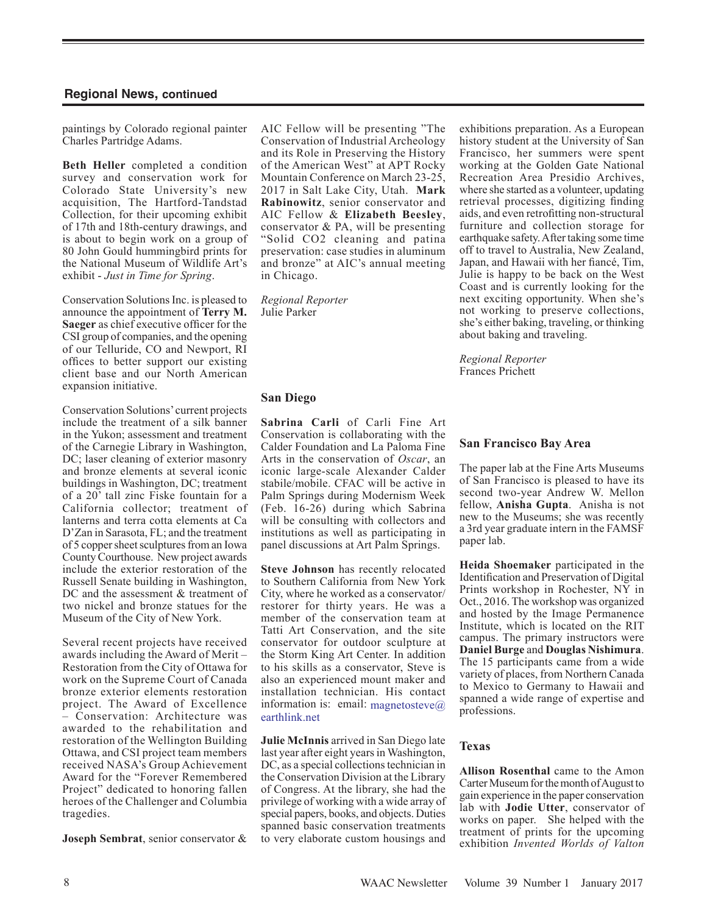## Regional News, continued

paintings by Colorado regional painter Charles Partridge Adams.

**Beth Heller** completed a condition survey and conservation work for Colorado State University's new acquisition, The Hartford-Tandstad Collection, for their upcoming exhibit of 17th and 18th-century drawings, and is about to begin work on a group of 80 John Gould hummingbird prints for the National Museum of Wildlife Art's exhibit - *Just in Time for Spring*.

Conservation Solutions Inc. is pleased to announce the appointment of **Terry M. Saeger** as chief executive officer for the CSI group of companies, and the opening of our Telluride, CO and Newport, RI offices to better support our existing client base and our North American expansion initiative.

Conservation Solutions' current projects include the treatment of a silk banner in the Yukon; assessment and treatment of the Carnegie Library in Washington, DC; laser cleaning of exterior masonry and bronze elements at several iconic buildings in Washington, DC; treatment of a 20' tall zinc Fiske fountain for a California collector; treatment of lanterns and terra cotta elements at Ca D'Zan in Sarasota, FL; and the treatment of 5 copper sheet sculptures from an Iowa County Courthouse. New project awards include the exterior restoration of the Russell Senate building in Washington, DC and the assessment & treatment of two nickel and bronze statues for the Museum of the City of New York.

Several recent projects have received awards including the Award of Merit – Restoration from the City of Ottawa for work on the Supreme Court of Canada bronze exterior elements restoration project. The Award of Excellence – Conservation: Architecture was awarded to the rehabilitation and restoration of the Wellington Building Ottawa, and CSI project team members received NASA's Group Achievement Award for the "Forever Remembered Project" dedicated to honoring fallen heroes of the Challenger and Columbia tragedies.

**Joseph Sembrat**, senior conservator & AIC Fellow will be presenting "The Conservation of Industrial Archeology and its Role in Preserving the History of the American West" at APT Rocky Mountain Conference on March 23-25, 2017 in Salt Lake City, Utah. **Mark Rabinowitz**, senior conservator and AIC Fellow & **Elizabeth Beesley**, conservator & PA, will be presenting "Solid CO2 cleaning and patina preservation: case studies in aluminum and bronze" at AIC's annual meeting in Chicago.

*Regional Reporter*
Julie Parker

### San Diego

**Sabrina Carli** of Carli Fine Art Conservation is collaborating with the Calder Foundation and La Paloma Fine Arts in the conservation of *Oscar*, an iconic large-scale Alexander Calder stabile/mobile. CFAC will be active in Palm Springs during Modernism Week (Feb. 16-26) during which Sabrina will be consulting with collectors and institutions as well as participating in panel discussions at Art Palm Springs.

**Steve Johnson** has recently relocated to Southern California from New York City, where he worked as a conservator/restorer for thirty years. He was a member of the conservation team at Tatti Art Conservation, and the site conservator for outdoor sculpture at the Storm King Art Center. In addition to his skills as a conservator, Steve is also an experienced mount maker and installation technician. His contact information is: email: magnetosteve@earthlink.net

**Julie McInnis** arrived in San Diego late last year after eight years in Washington, DC, as a special collections technician in the Conservation Division at the Library of Congress. At the library, she had the privilege of working with a wide array of special papers, books, and objects. Duties spanned basic conservation treatments to very elaborate custom housings and exhibitions preparation. As a European history student at the University of San Francisco, her summers were spent working at the Golden Gate National Recreation Area Presidio Archives, where she started as a volunteer, updating retrieval processes, digitizing finding aids, and even retrofitting non-structural furniture and collection storage for earthquake safety. After taking some time off to travel to Australia, New Zealand, Japan, and Hawaii with her fiancé, Tim, Julie is happy to be back on the West Coast and is currently looking for the next exciting opportunity. When she's not working to preserve collections, she's either baking, traveling, or thinking about baking and traveling.

*Regional Reporter*
Frances Prichett

### San Francisco Bay Area

The paper lab at the Fine Arts Museums of San Francisco is pleased to have its second two-year Andrew W. Mellon fellow, **Anisha Gupta**. Anisha is not new to the Museums; she was recently a 3rd year graduate intern in the FAMSF paper lab.

**Heida Shoemaker** participated in the Identification and Preservation of Digital Prints workshop in Rochester, NY in Oct., 2016. The workshop was organized and hosted by the Image Permanence Institute, which is located on the RIT campus. The primary instructors were **Daniel Burge** and **Douglas Nishimura**. The 15 participants came from a wide variety of places, from Northern Canada to Mexico to Germany to Hawaii and spanned a wide range of expertise and professions.

### Texas

**Allison Rosenthal** came to the Amon Carter Museum for the month of August to gain experience in the paper conservation lab with **Jodie Utter**, conservator of works on paper. She helped with the treatment of prints for the upcoming exhibition *Invented Worlds of Valton*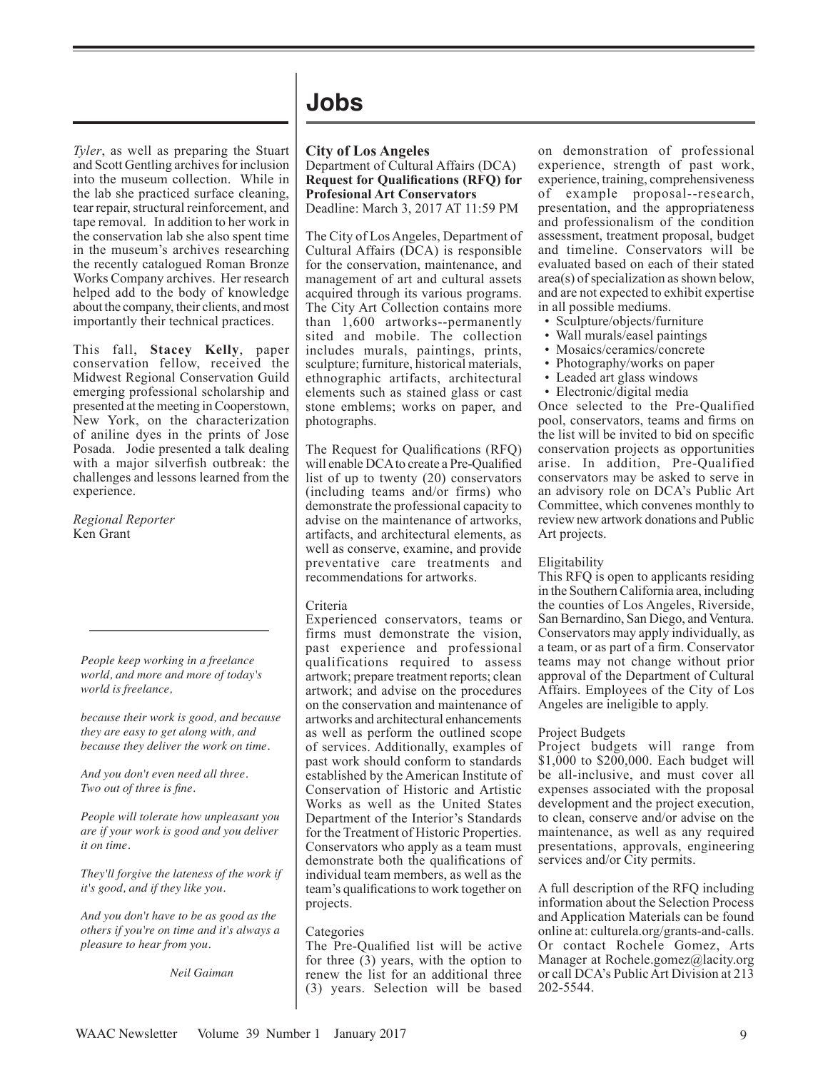*Tyler*, as well as preparing the Stuart and Scott Gentling archives for inclusion into the museum collection. While in the lab she practiced surface cleaning, tear repair, structural reinforcement, and tape removal. In addition to her work in the conservation lab she also spent time in the museum's archives researching the recently catalogued Roman Bronze Works Company archives. Her research helped add to the body of knowledge about the company, their clients, and most importantly their technical practices.

This fall, **Stacey Kelly**, paper conservation fellow, received the Midwest Regional Conservation Guild emerging professional scholarship and presented at the meeting in Cooperstown, New York, on the characterization of aniline dyes in the prints of Jose Posada. Jodie presented a talk dealing with a major silverfish outbreak: the challenges and lessons learned from the experience.

*Regional Reporter*
Ken Grant

*People keep working in a freelance world, and more and more of today's world is freelance,*

*because their work is good, and because they are easy to get along with, and because they deliver the work on time.*

*And you don't even need all three. Two out of three is fine.*

*People will tolerate how unpleasant you are if your work is good and you deliver it on time.*

*They'll forgive the lateness of the work if it's good, and if they like you.*

*And you don't have to be as good as the others if you're on time and it's always a pleasure to hear from you.*

*Neil Gaiman*

# Jobs

**City of Los Angeles**
Department of Cultural Affairs (DCA)
**Request for Qualifications (RFQ) for Profesional Art Conservators**
Deadline: March 3, 2017 AT 11:59 PM

The City of Los Angeles, Department of Cultural Affairs (DCA) is responsible for the conservation, maintenance, and management of art and cultural assets acquired through its various programs. The City Art Collection contains more than 1,600 artworks--permanently sited and mobile. The collection includes murals, paintings, prints, sculpture; furniture, historical materials, ethnographic artifacts, architectural elements such as stained glass or cast stone emblems; works on paper, and photographs.

The Request for Qualifications (RFQ) will enable DCA to create a Pre-Qualified list of up to twenty (20) conservators (including teams and/or firms) who demonstrate the professional capacity to advise on the maintenance of artworks, artifacts, and architectural elements, as well as conserve, examine, and provide preventative care treatments and recommendations for artworks.

Criteria
Experienced conservators, teams or firms must demonstrate the vision, past experience and professional qualifications required to assess artwork; prepare treatment reports; clean artwork; and advise on the procedures on the conservation and maintenance of artworks and architectural enhancements as well as perform the outlined scope of services. Additionally, examples of past work should conform to standards established by the American Institute of Conservation of Historic and Artistic Works as well as the United States Department of the Interior's Standards for the Treatment of Historic Properties. Conservators who apply as a team must demonstrate both the qualifications of individual team members, as well as the team's qualifications to work together on projects.

Categories
The Pre-Qualified list will be active for three (3) years, with the option to renew the list for an additional three (3) years. Selection will be based on demonstration of professional experience, strength of past work, experience, training, comprehensiveness of example proposal--research, presentation, and the appropriateness and professionalism of the condition assessment, treatment proposal, budget and timeline. Conservators will be evaluated based on each of their stated area(s) of specialization as shown below, and are not expected to exhibit expertise in all possible mediums.

- Sculpture/objects/furniture
- Wall murals/easel paintings
- Mosaics/ceramics/concrete
- Photography/works on paper
- Leaded art glass windows
- Electronic/digital media

Once selected to the Pre-Qualified pool, conservators, teams and firms on the list will be invited to bid on specific conservation projects as opportunities arise. In addition, Pre-Qualified conservators may be asked to serve in an advisory role on DCA's Public Art Committee, which convenes monthly to review new artwork donations and Public Art projects.

Eligitability
This RFQ is open to applicants residing in the Southern California area, including the counties of Los Angeles, Riverside, San Bernardino, San Diego, and Ventura. Conservators may apply individually, as a team, or as part of a firm. Conservator teams may not change without prior approval of the Department of Cultural Affairs. Employees of the City of Los Angeles are ineligible to apply.

Project Budgets
Project budgets will range from $1,000 to $200,000. Each budget will be all-inclusive, and must cover all expenses associated with the proposal development and the project execution, to clean, conserve and/or advise on the maintenance, as well as any required presentations, approvals, engineering services and/or City permits.

A full description of the RFQ including information about the Selection Process and Application Materials can be found online at: culturela.org/grants-and-calls. Or contact Rochele Gomez, Arts Manager at Rochele.gomez@lacity.org or call DCA's Public Art Division at 213 202-5544.